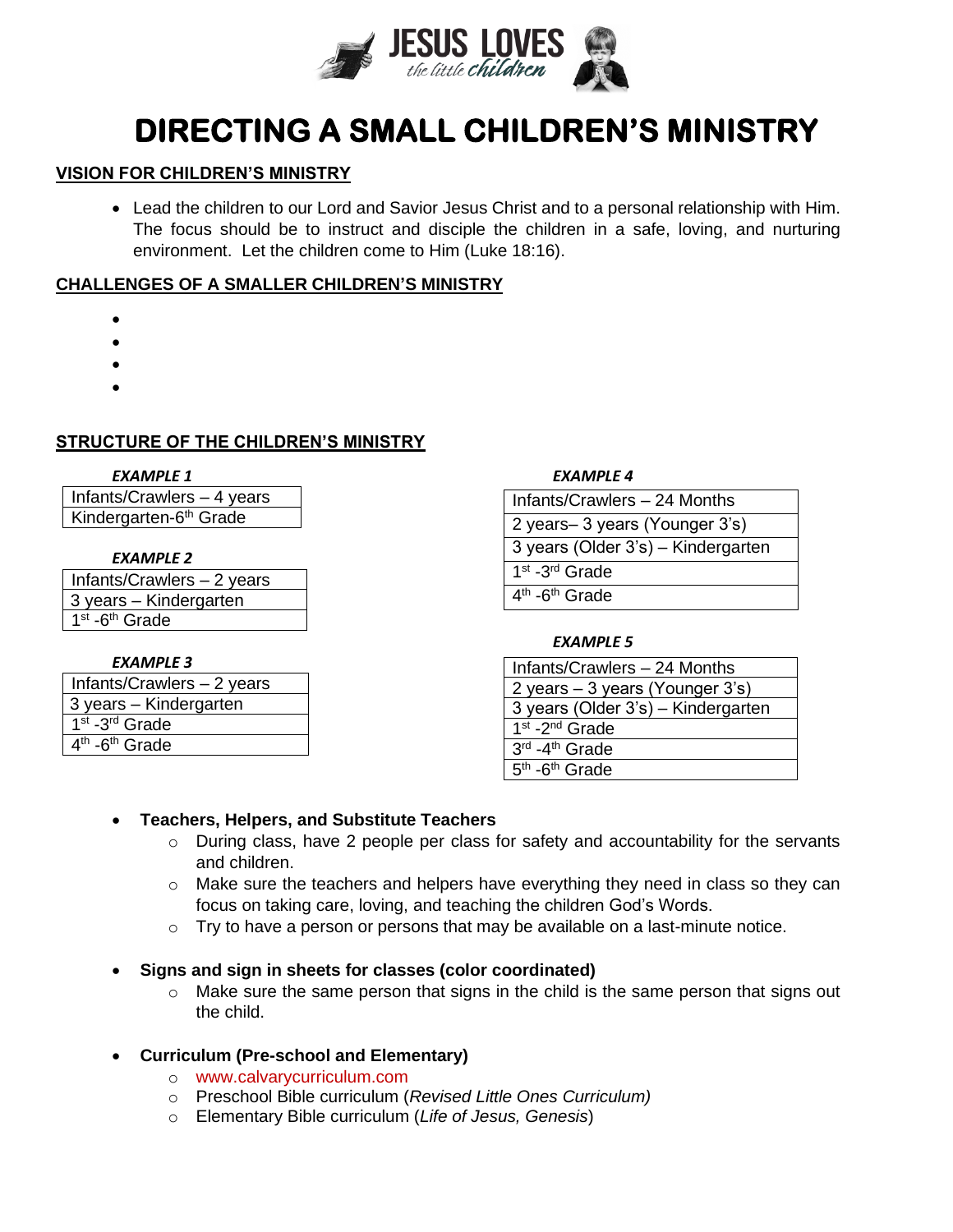# DIRECTING A SMALL CHILDREN'S MINISTRY

## VISION FOR CHILDREN'S MINISTRY

- Lead the children to our Lord and Savior Jesus Christ and to a personal relationship with Him. The focus should be to instruct and disciple the children in a safe, loving, and nurturing environment. Let the children come to Him (Luke 18:16).

## CHALLENGES OF A SMALLER CHILDREN'S MINISTRY

-
-
-
-

## STRUCTURE OF THE CHILDREN'S MINISTRY

***EXAMPLE 1***

| Infants/Crawlers – 4 years |
|---|
| Kindergarten-6th Grade |

***EXAMPLE 2***

| Infants/Crawlers – 2 years |
|---|
| 3 years – Kindergarten |
| 1st -6th Grade |

***EXAMPLE 3***

| Infants/Crawlers – 2 years |
|---|
| 3 years – Kindergarten |
| 1st -3rd Grade |
| 4th -6th Grade |

***EXAMPLE 4***

| Infants/Crawlers – 24 Months |
|---|
| 2 years– 3 years (Younger 3's) |
| 3 years (Older 3's) – Kindergarten |
| 1st -3rd Grade |
| 4th -6th Grade |

***EXAMPLE 5***

| Infants/Crawlers – 24 Months |
|---|
| 2 years – 3 years (Younger 3's) |
| 3 years (Older 3's) – Kindergarten |
| 1st -2nd Grade |
| 3rd -4th Grade |
| 5th -6th Grade |

- **Teachers, Helpers, and Substitute Teachers**
  - During class, have 2 people per class for safety and accountability for the servants and children.
  - Make sure the teachers and helpers have everything they need in class so they can focus on taking care, loving, and teaching the children God's Words.
  - Try to have a person or persons that may be available on a last-minute notice.

- **Signs and sign in sheets for classes (color coordinated)**
  - Make sure the same person that signs in the child is the same person that signs out the child.

- **Curriculum (Pre-school and Elementary)**
  - www.calvarycurriculum.com
  - Preschool Bible curriculum (*Revised Little Ones Curriculum)*
  - Elementary Bible curriculum (*Life of Jesus, Genesis*)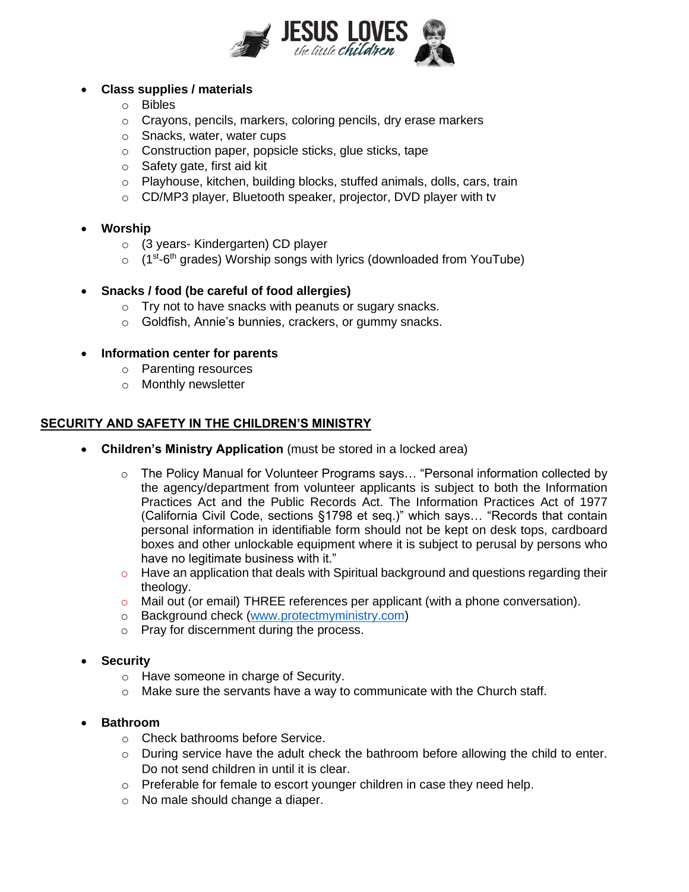- **Class supplies / materials**
  - Bibles
  - Crayons, pencils, markers, coloring pencils, dry erase markers
  - Snacks, water, water cups
  - Construction paper, popsicle sticks, glue sticks, tape
  - Safety gate, first aid kit
  - Playhouse, kitchen, building blocks, stuffed animals, dolls, cars, train
  - CD/MP3 player, Bluetooth speaker, projector, DVD player with tv

- **Worship**
  - (3 years- Kindergarten) CD player
  - (1st-6th grades) Worship songs with lyrics (downloaded from YouTube)

- **Snacks / food (be careful of food allergies)**
  - Try not to have snacks with peanuts or sugary snacks.
  - Goldfish, Annie's bunnies, crackers, or gummy snacks.

- **Information center for parents**
  - Parenting resources
  - Monthly newsletter

## SECURITY AND SAFETY IN THE CHILDREN'S MINISTRY

- **Children's Ministry Application** (must be stored in a locked area)
  - The Policy Manual for Volunteer Programs says… "Personal information collected by the agency/department from volunteer applicants is subject to both the Information Practices Act and the Public Records Act. The Information Practices Act of 1977 (California Civil Code, sections §1798 et seq.)" which says… "Records that contain personal information in identifiable form should not be kept on desk tops, cardboard boxes and other unlockable equipment where it is subject to perusal by persons who have no legitimate business with it."
  - Have an application that deals with Spiritual background and questions regarding their theology.
  - Mail out (or email) THREE references per applicant (with a phone conversation).
  - Background check (www.protectmyministry.com)
  - Pray for discernment during the process.

- **Security**
  - Have someone in charge of Security.
  - Make sure the servants have a way to communicate with the Church staff.

- **Bathroom**
  - Check bathrooms before Service.
  - During service have the adult check the bathroom before allowing the child to enter. Do not send children in until it is clear.
  - Preferable for female to escort younger children in case they need help.
  - No male should change a diaper.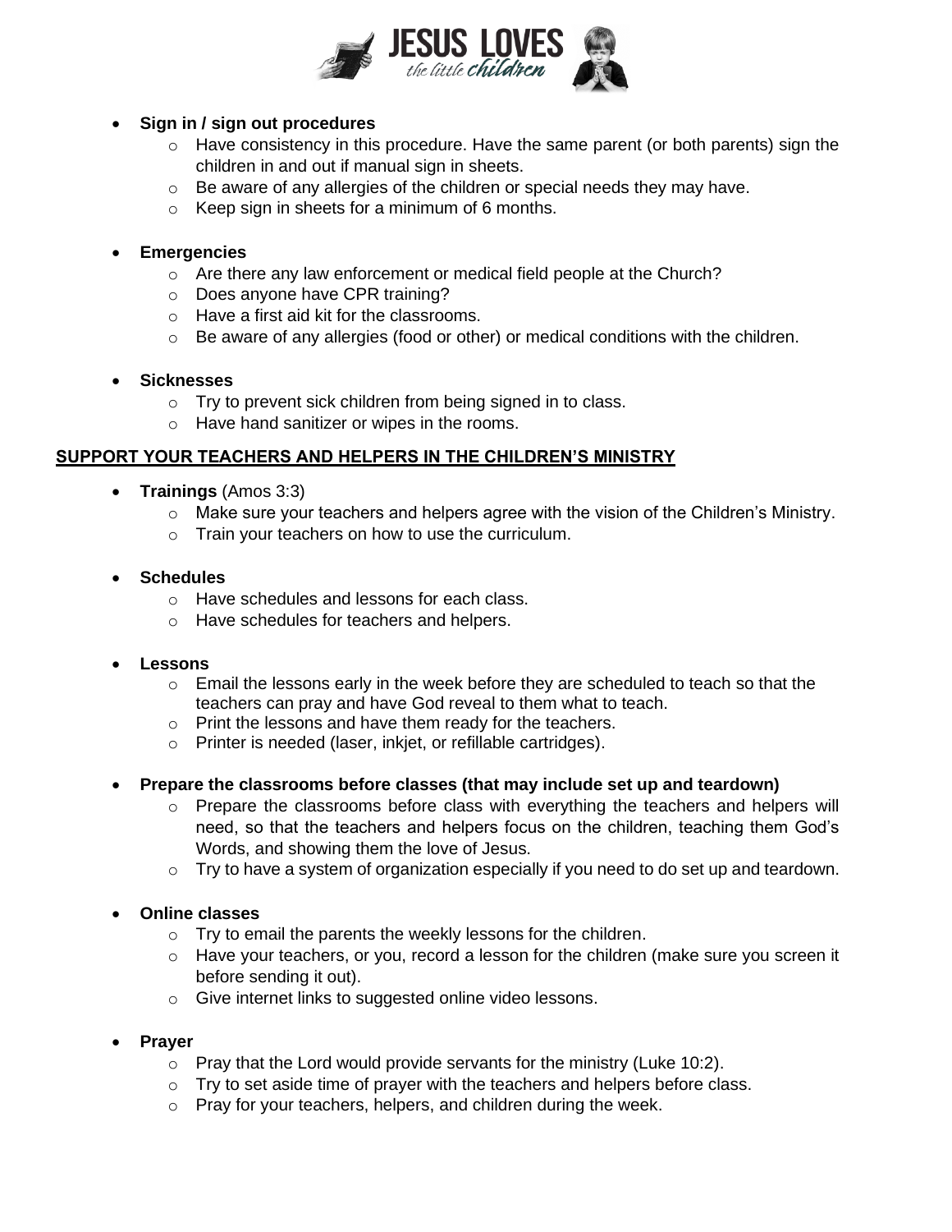- **Sign in / sign out procedures**
  - Have consistency in this procedure. Have the same parent (or both parents) sign the children in and out if manual sign in sheets.
  - Be aware of any allergies of the children or special needs they may have.
  - Keep sign in sheets for a minimum of 6 months.

- **Emergencies**
  - Are there any law enforcement or medical field people at the Church?
  - Does anyone have CPR training?
  - Have a first aid kit for the classrooms.
  - Be aware of any allergies (food or other) or medical conditions with the children.

- **Sicknesses**
  - Try to prevent sick children from being signed in to class.
  - Have hand sanitizer or wipes in the rooms.

## SUPPORT YOUR TEACHERS AND HELPERS IN THE CHILDREN'S MINISTRY

- **Trainings** (Amos 3:3)
  - Make sure your teachers and helpers agree with the vision of the Children's Ministry.
  - Train your teachers on how to use the curriculum.

- **Schedules**
  - Have schedules and lessons for each class.
  - Have schedules for teachers and helpers.

- **Lessons**
  - Email the lessons early in the week before they are scheduled to teach so that the teachers can pray and have God reveal to them what to teach.
  - Print the lessons and have them ready for the teachers.
  - Printer is needed (laser, inkjet, or refillable cartridges).

- **Prepare the classrooms before classes (that may include set up and teardown)**
  - Prepare the classrooms before class with everything the teachers and helpers will need, so that the teachers and helpers focus on the children, teaching them God's Words, and showing them the love of Jesus.
  - Try to have a system of organization especially if you need to do set up and teardown.

- **Online classes**
  - Try to email the parents the weekly lessons for the children.
  - Have your teachers, or you, record a lesson for the children (make sure you screen it before sending it out).
  - Give internet links to suggested online video lessons.

- **Prayer**
  - Pray that the Lord would provide servants for the ministry (Luke 10:2).
  - Try to set aside time of prayer with the teachers and helpers before class.
  - Pray for your teachers, helpers, and children during the week.